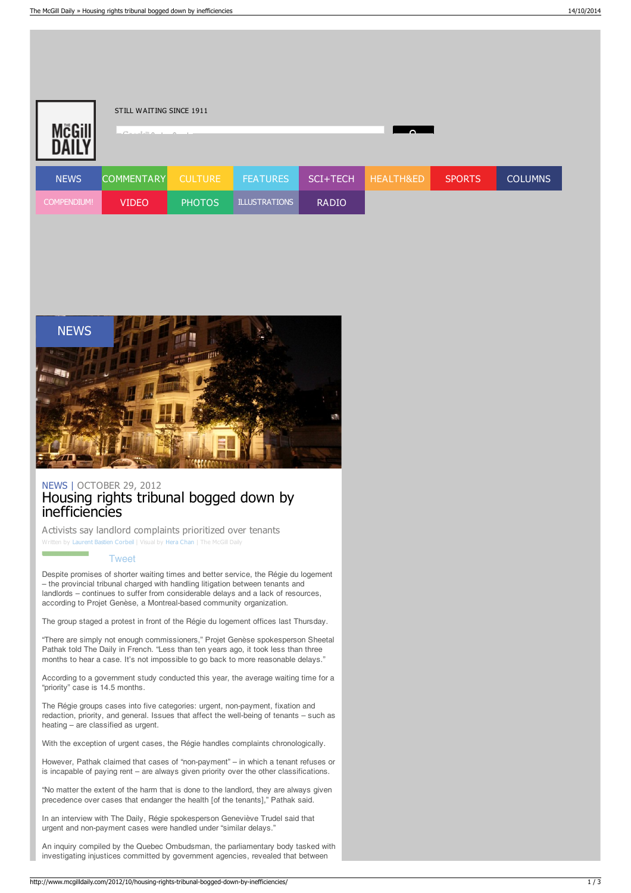STILL WAITING SINCE 1911

NEWS | COMMENTARY | CULTURE | FEATURES | SCI+TECH | HEALTH&ED | SPORTS | COLUMNS

COMPENDIUM! | VIDEO | PHOTOS | ILLUSTRATIONS | RADIO

NEWS

NEWS | OCTOBER 29, 2012

# Housing rights tribunal bogged down by inefficiencies

## Activists say landlord complaints prioritized over tenants

Written by Laurent Bastien Corbeil | Visual by Hera Chan | The McGill Daily

Tweet

Despite promises of shorter waiting times and better service, the Régie du logement – the provincial tribunal charged with handling litigation between tenants and landlords – continues to suffer from considerable delays and a lack of resources, according to Projet Genèse, a Montreal-based community organization.

The group staged a protest in front of the Régie du logement offices last Thursday.

"There are simply not enough commissioners," Projet Genèse spokesperson Sheetal Pathak told The Daily in French. "Less than ten years ago, it took less than three months to hear a case. It's not impossible to go back to more reasonable delays."

According to a government study conducted this year, the average waiting time for a "priority" case is 14.5 months.

The Régie groups cases into five categories: urgent, non-payment, fixation and redaction, priority, and general. Issues that affect the well-being of tenants – such as heating – are classified as urgent.

With the exception of urgent cases, the Régie handles complaints chronologically.

However, Pathak claimed that cases of "non-payment" – in which a tenant refuses or is incapable of paying rent – are always given priority over the other classifications.

"No matter the extent of the harm that is done to the landlord, they are always given precedence over cases that endanger the health [of the tenants]," Pathak said.

In an interview with The Daily, Régie spokesperson Geneviève Trudel said that urgent and non-payment cases were handled under "similar delays."

An inquiry compiled by the Quebec Ombudsman, the parliamentary body tasked with investigating injustices committed by government agencies, revealed that between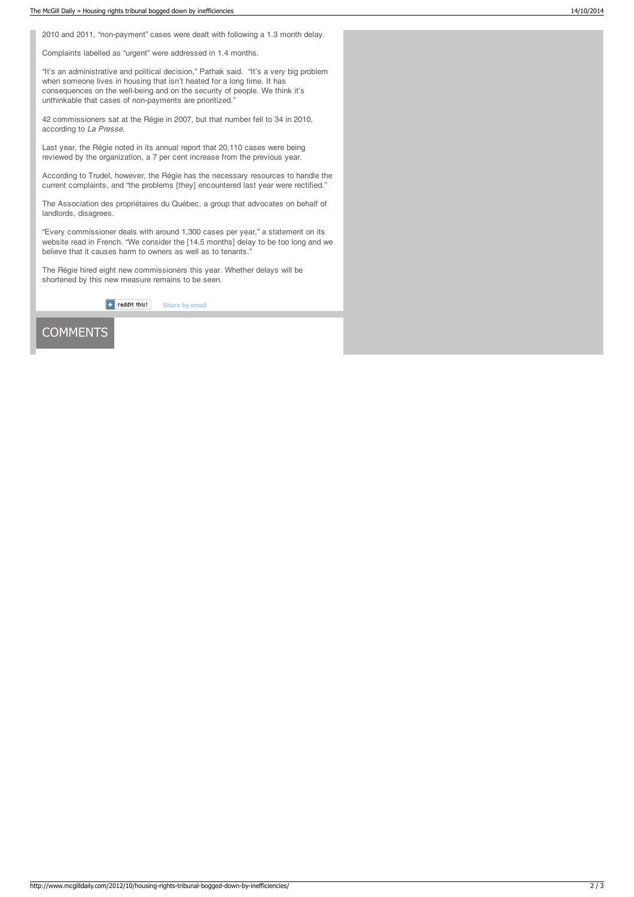2010 and 2011, "non-payment" cases were dealt with following a 1.3 month delay.

Complaints labelled as "urgent" were addressed in 1.4 months.

"It's an administrative and political decision," Pathak said. "It's a very big problem when someone lives in housing that isn't heated for a long time. It has consequences on the well-being and on the security of people. We think it's unthinkable that cases of non-payments are prioritized."

42 commissioners sat at the Régie in 2007, but that number fell to 34 in 2010, according to *La Presse*.

Last year, the Régie noted in its annual report that 20,110 cases were being reviewed by the organization, a 7 per cent increase from the previous year.

According to Trudel, however, the Régie has the necessary resources to handle the current complaints, and "the problems [they] encountered last year were rectified."

The Association des propriétaires du Québec, a group that advocates on behalf of landlords, disagrees.

"Every commissioner deals with around 1,300 cases per year," a statement on its website read in French. "We consider the [14.5 months] delay to be too long and we believe that it causes harm to owners as well as to tenants."

The Régie hired eight new commissioners this year. Whether delays will be shortened by this new measure remains to be seen.

reddit this! Share by email

## COMMENTS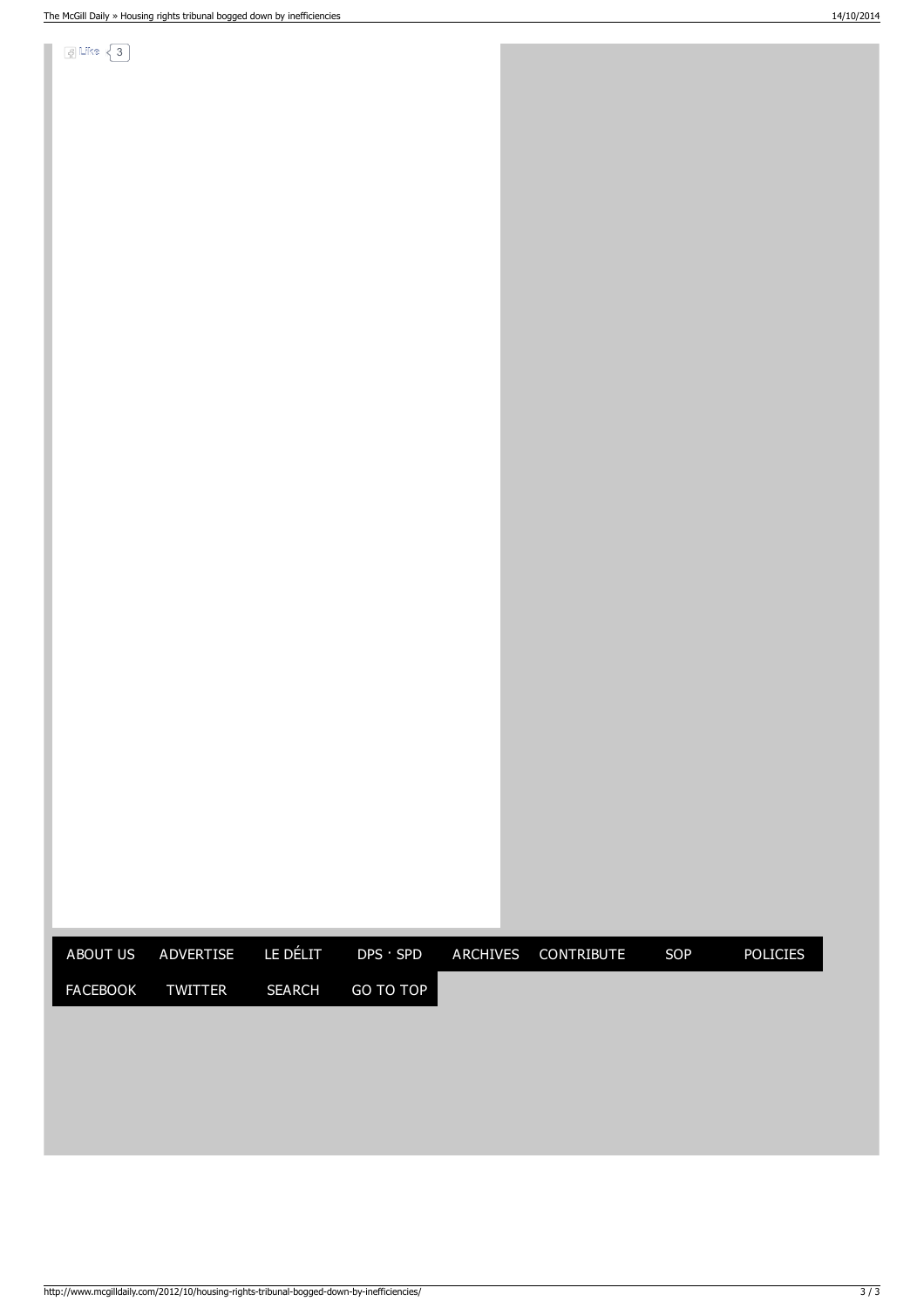Like 3

ABOUT US ADVERTISE LE DÉLIT DPS · SPD ARCHIVES CONTRIBUTE SOP POLICIES

FACEBOOK TWITTER SEARCH GO TO TOP